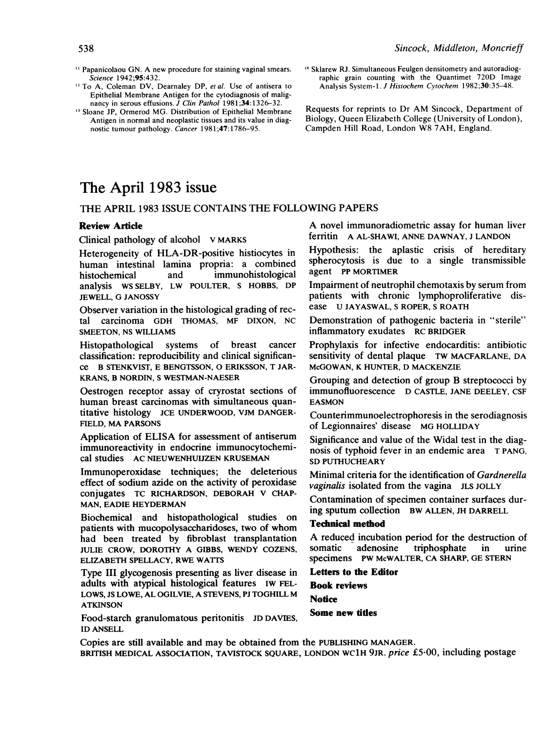[11] Papanicolaou GN. A new procedure for staining vaginal smears. *Science* 1942;**95**:432.

[12] To A, Coleman DV, Dearnaley DP, *et al.* Use of antisera to Epithelial Membrane Antigen for the cytodiagnosis of malignancy in serous effusions. *J Clin Pathol* 1981;**34**:1326–32.

[13] Sloane JP, Ormerod MG. Distribution of Epithelial Membrane Antigen in normal and neoplastic tissues and its value in diagnostic tumour pathology. *Cancer* 1981;**47**:1786–95.

[14] Sklarew RJ. Simultaneous Feulgen densitometry and autoradiographic grain counting with the Quantimet 720D Image Analysis System-1. *J Histochem Cytochem* 1982;**30**:35–48.

Requests for reprints to Dr AM Sincock, Department of Biology, Queen Elizabeth College (University of London), Campden Hill Road, London W8 7AH, England.

# The April 1983 issue

## THE APRIL 1983 ISSUE CONTAINS THE FOLLOWING PAPERS

**Review Article**

Clinical pathology of alcohol V MARKS

Heterogeneity of HLA-DR-positive histiocytes in human intestinal lamina propria: a combined histochemical and immunohistological analysis WS SELBY, LW POULTER, S HOBBS, DP JEWELL, G JANOSSY

Observer variation in the histological grading of rectal carcinoma GDH THOMAS, MF DIXON, NC SMEETON, NS WILLIAMS

Histopathological systems of breast cancer classification: reproducibility and clinical significance B STENKVIST, E BENGTSSON, O ERIKSSON, T JARKRANS, B NORDIN, S WESTMAN-NAESER

Oestrogen receptor assay of cryrostat sections of human breast carcinomas with simultaneous quantitative histology JCE UNDERWOOD, VJM DANGERFIELD, MA PARSONS

Application of ELISA for assessment of antiserum immunoreactivity in endocrine immunocytochemical studies AC NIEUWENHUIJZEN KRUSEMAN

Immunoperoxidase techniques; the deleterious effect of sodium azide on the activity of peroxidase conjugates TC RICHARDSON, DEBORAH V CHAPMAN, EADIE HEYDERMAN

Biochemical and histopathological studies on patients with mucopolysaccharidoses, two of whom had been treated by fibroblast transplantation JULIE CROW, DOROTHY A GIBBS, WENDY COZENS, ELIZABETH SPELLACY, RWE WATTS

Type III glycogenosis presenting as liver disease in adults with atypical histological features IW FELLOWS, JS LOWE, AL OGILVIE, A STEVENS, PJ TOGHILL M ATKINSON

Food-starch granulomatous peritonitis JD DAVIES, ID ANSELL

A novel immunoradiometric assay for human liver ferritin A AL-SHAWI, ANNE DAWNAY, J LANDON

Hypothesis: the aplastic crisis of hereditary spherocytosis is due to a single transmissible agent PP MORTIMER

Impairment of neutrophil chemotaxis by serum from patients with chronic lymphoproliferative disease U JAYASWAL, S ROPER, S ROATH

Demonstration of pathogenic bacteria in "sterile" inflammatory exudates RC BRIDGER

Prophylaxis for infective endocarditis: antibiotic sensitivity of dental plaque TW MACFARLANE, DA McGOWAN, K HUNTER, D MACKENZIE

Grouping and detection of group B streptococci by immunofluorescence D CASTLE, JANE DEELEY, CSF EASMON

Counterimmunoelectrophoresis in the serodiagnosis of Legionnaires' disease MG HOLLIDAY

Significance and value of the Widal test in the diagnosis of typhoid fever in an endemic area T PANG, SD PUTHUCHEARY

Minimal criteria for the identification of *Gardnerella vaginalis* isolated from the vagina JLS JOLLY

Contamination of specimen container surfaces during sputum collection BW ALLEN, JH DARRELL

**Technical method**

A reduced incubation period for the destruction of somatic adenosine triphosphate in urine specimens PW McWALTER, CA SHARP, GE STERN

**Letters to the Editor**

**Book reviews**

**Notice**

**Some new titles**

Copies are still available and may be obtained from the PUBLISHING MANAGER.
BRITISH MEDICAL ASSOCIATION, TAVISTOCK SQUARE, LONDON WC1H 9JR. *price* £5·00, including postage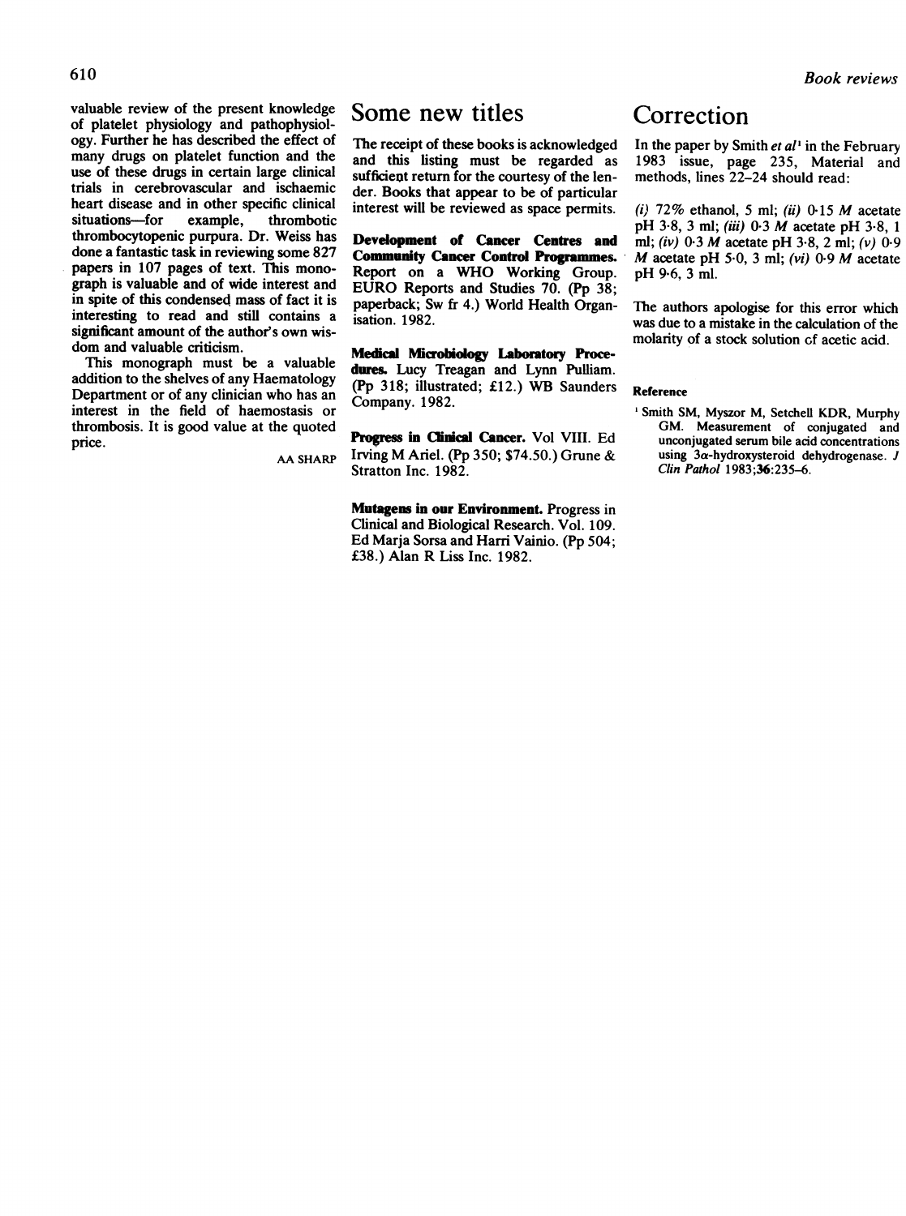valuable review of the present knowledge of platelet physiology and pathophysiology. Further he has described the effect of many drugs on platelet function and the use of these drugs in certain large clinical trials in cerebrovascular and ischaemic heart disease and in other specific clinical situations—for example, thrombotic thrombocytopenic purpura. Dr. Weiss has done a fantastic task in reviewing some 827 papers in 107 pages of text. This monograph is valuable and of wide interest and in spite of this condensed mass of fact it is interesting to read and still contains a significant amount of the author's own wisdom and valuable criticism.

This monograph must be a valuable addition to the shelves of any Haematology Department or of any clinician who has an interest in the field of haemostasis or thrombosis. It is good value at the quoted price.

AA SHARP

# Some new titles

The receipt of these books is acknowledged and this listing must be regarded as sufficient return for the courtesy of the lender. Books that appear to be of particular interest will be reviewed as space permits.

**Development of Cancer Centres and Community Cancer Control Programmes.** Report on a WHO Working Group. EURO Reports and Studies 70. (Pp 38; paperback; Sw fr 4.) World Health Organisation. 1982.

**Medical Microbiology Laboratory Procedures.** Lucy Treagan and Lynn Pulliam. (Pp 318; illustrated; £12.) WB Saunders Company. 1982.

**Progress in Clinical Cancer.** Vol VIII. Ed Irving M Ariel. (Pp 350; $74.50.) Grune & Stratton Inc. 1982.

**Mutagens in our Environment.** Progress in Clinical and Biological Research. Vol. 109. Ed Marja Sorsa and Harri Vainio. (Pp 504; £38.) Alan R Liss Inc. 1982.

# Correction

In the paper by Smith *et al*[1] in the February 1983 issue, page 235, Material and methods, lines 22–24 should read:

*(i)* 72% ethanol, 5 ml; *(ii)* 0·15 *M* acetate pH 3·8, 3 ml; *(iii)* 0·3 *M* acetate pH 3·8, 1 ml; *(iv)* 0·3 *M* acetate pH 3·8, 2 ml; *(v)* 0·9 *M* acetate pH 5·0, 3 ml; *(vi)* 0·9 *M* acetate pH 9·6, 3 ml.

The authors apologise for this error which was due to a mistake in the calculation of the molarity of a stock solution of acetic acid.

### Reference

[1] Smith SM, Myszor M, Setchell KDR, Murphy GM. Measurement of conjugated and unconjugated serum bile acid concentrations using 3α-hydroxysteroid dehydrogenase. *J Clin Pathol* 1983;**36**:235–6.